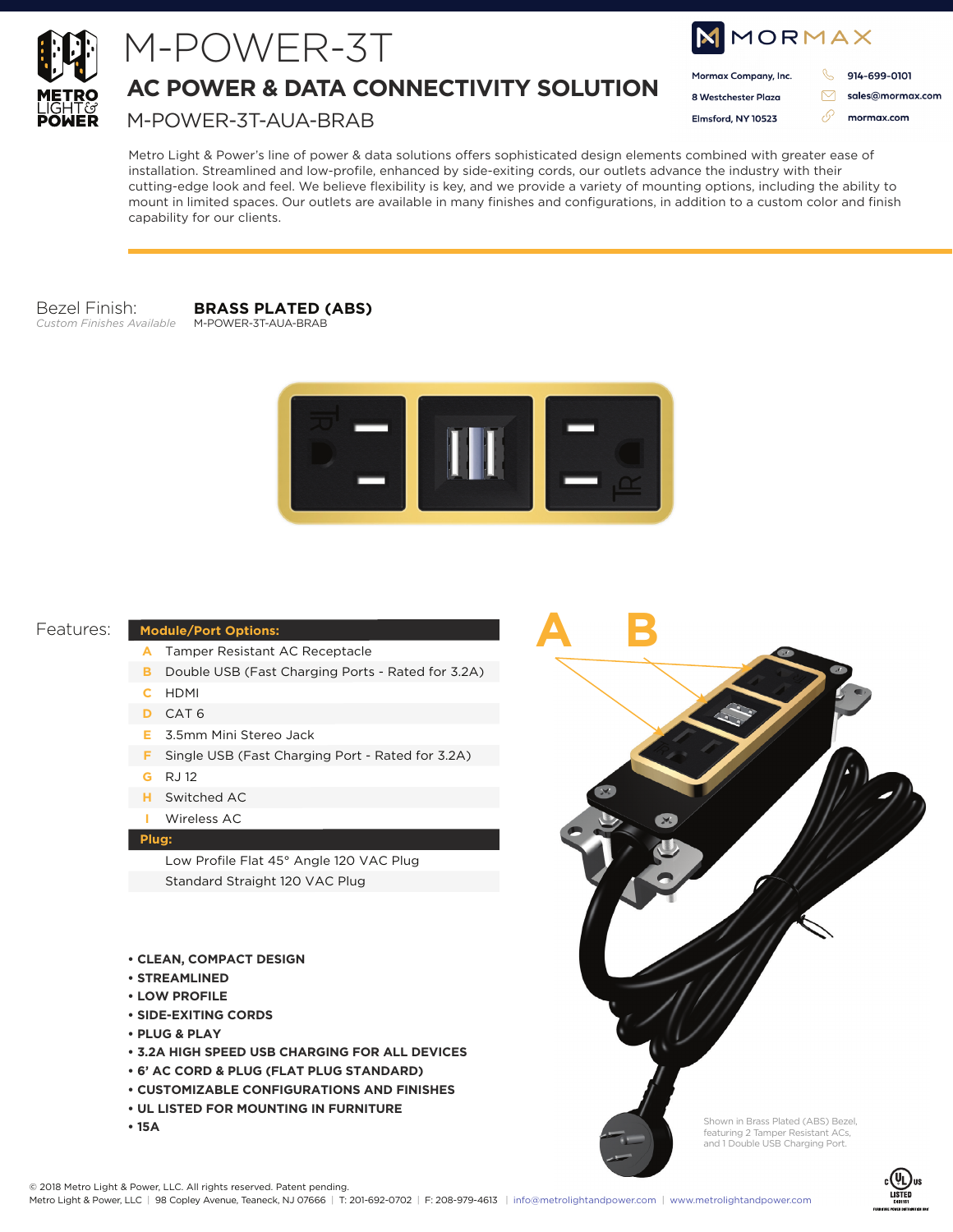# M-POWER-3T

## AC POWER & DATA CONNECTIVITY SOLUTION

M-POWER-3T-AUA-BRAB

MORMAX

Mormax Company, Inc.
8 Westchester Plaza
Elmsford, NY 10523

914-699-0101
sales@mormax.com
mormax.com

Metro Light & Power's line of power & data solutions offers sophisticated design elements combined with greater ease of installation. Streamlined and low-profile, enhanced by side-exiting cords, our outlets advance the industry with their cutting-edge look and feel. We believe flexibility is key, and we provide a variety of mounting options, including the ability to mount in limited spaces. Our outlets are available in many finishes and configurations, in addition to a custom color and finish capability for our clients.

Bezel Finish: **BRASS PLATED (ABS)**
*Custom Finishes Available*
M-POWER-3T-AUA-BRAB

Features:

| Module/Port Options: | |
|---|---|
| A | Tamper Resistant AC Receptacle |
| B | Double USB (Fast Charging Ports - Rated for 3.2A) |
| C | HDMI |
| D | CAT 6 |
| E | 3.5mm Mini Stereo Jack |
| F | Single USB (Fast Charging Port - Rated for 3.2A) |
| G | RJ 12 |
| H | Switched AC |
| I | Wireless AC |
| **Plug:** | |
| | Low Profile Flat 45° Angle 120 VAC Plug |
| | Standard Straight 120 VAC Plug |

- **CLEAN, COMPACT DESIGN**
- **STREAMLINED**
- **LOW PROFILE**
- **SIDE-EXITING CORDS**
- **PLUG & PLAY**
- **3.2A HIGH SPEED USB CHARGING FOR ALL DEVICES**
- **6' AC CORD & PLUG (FLAT PLUG STANDARD)**
- **CUSTOMIZABLE CONFIGURATIONS AND FINISHES**
- **UL LISTED FOR MOUNTING IN FURNITURE**
- **15A**

A B

Shown in Brass Plated (ABS) Bezel, featuring 2 Tamper Resistant ACs, and 1 Double USB Charging Port.

© 2018 Metro Light & Power, LLC. All rights reserved. Patent pending.
Metro Light & Power, LLC | 98 Copley Avenue, Teaneck, NJ 07666 | T: 201-692-0702 | F: 208-979-4613 | info@metrolightandpower.com | www.metrolightandpower.com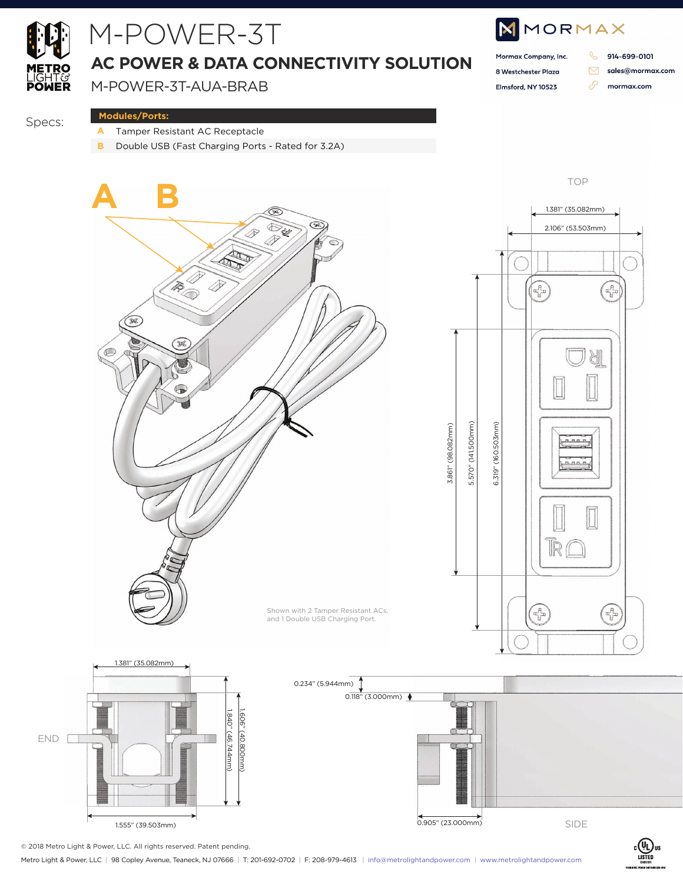# M-POWER-3T

## AC POWER & DATA CONNECTIVITY SOLUTION

M-POWER-3T-AUA-BRAB

Mormax Company, Inc.
8 Westchester Plaza
Elmsford, NY 10523
914-699-0101
sales@mormax.com
mormax.com

Specs:

| Modules/Ports: | |
|---|---|
| A | Tamper Resistant AC Receptacle |
| B | Double USB (Fast Charging Ports - Rated for 3.2A) |

A B

Shown with 2 Tamper Resistant ACs, and 1 Double USB Charging Port.

TOP

1.381" (35.082mm)
2.106" (53.503mm)
3.861" (98.082mm)
5.570" (141.500mm)
6.319" (160.503mm)

END

1.381" (35.082mm)
1.840" (46.744mm)
1.606" (40.800mm)
1.555" (39.503mm)

SIDE

0.234" (5.944mm)
0.118" (3.000mm)
0.905" (23.000mm)

© 2018 Metro Light & Power, LLC. All rights reserved. Patent pending.

Metro Light & Power, LLC | 98 Copley Avenue, Teaneck, NJ 07666 | T: 201-692-0702 | F: 208-979-4613 | info@metrolightandpower.com | www.metrolightandpower.com